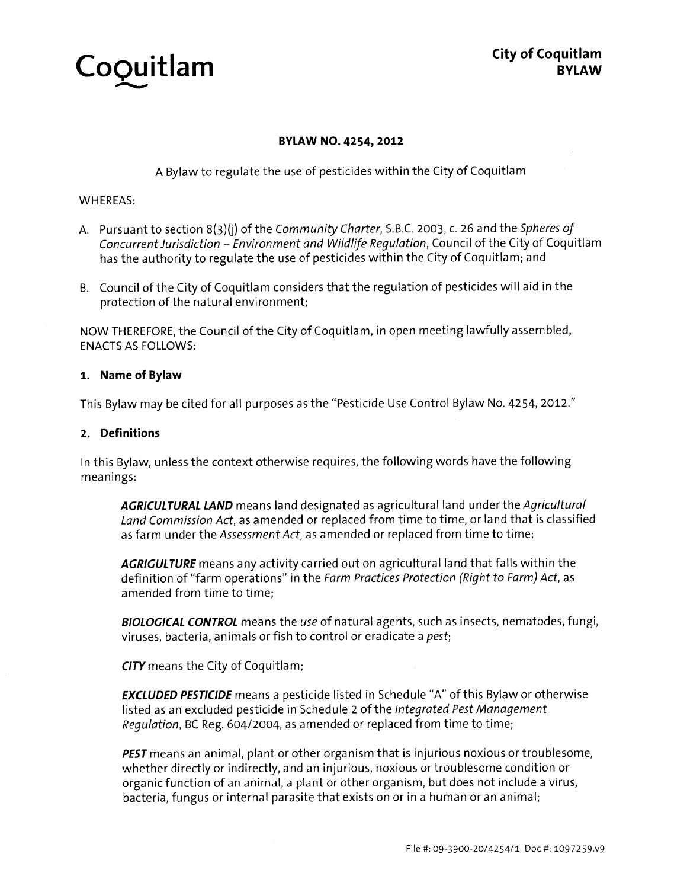# Coquitlam

**City of Coquitlam BYLAW**

## BYLAW NO. 4254, 2012

A Bylaw to regulate the use of pesticides within the City of Coquitlam

WHEREAS:

A. Pursuant to section 8(3)(j) of the *Community Charter*, S.B.C. 2003, c. 26 and the *Spheres of Concurrent Jurisdiction – Environment and Wildlife Regulation*, Council of the City of Coquitlam has the authority to regulate the use of pesticides within the City of Coquitlam; and

B. Council of the City of Coquitlam considers that the regulation of pesticides will aid in the protection of the natural environment;

NOW THEREFORE, the Council of the City of Coquitlam, in open meeting lawfully assembled, ENACTS AS FOLLOWS:

### 1. Name of Bylaw

This Bylaw may be cited for all purposes as the "Pesticide Use Control Bylaw No. 4254, 2012."

### 2. Definitions

In this Bylaw, unless the context otherwise requires, the following words have the following meanings:

> ***AGRICULTURAL LAND*** means land designated as agricultural land under the *Agricultural Land Commission Act*, as amended or replaced from time to time, or land that is classified as farm under the *Assessment Act*, as amended or replaced from time to time;
>
> ***AGRICULTURE*** means any activity carried out on agricultural land that falls within the definition of "farm operations" in the *Farm Practices Protection (Right to Farm) Act*, as amended from time to time;
>
> ***BIOLOGICAL CONTROL*** means the *use* of natural agents, such as insects, nematodes, fungi, viruses, bacteria, animals or fish to control or eradicate a *pest*;
>
> ***CITY*** means the City of Coquitlam;
>
> ***EXCLUDED PESTICIDE*** means a pesticide listed in Schedule "A" of this Bylaw or otherwise listed as an excluded pesticide in Schedule 2 of the *Integrated Pest Management Regulation*, BC Reg. 604/2004, as amended or replaced from time to time;
>
> ***PEST*** means an animal, plant or other organism that is injurious noxious or troublesome, whether directly or indirectly, and an injurious, noxious or troublesome condition or organic function of an animal, a plant or other organism, but does not include a virus, bacteria, fungus or internal parasite that exists on or in a human or an animal;

File #: 09-3900-20/4254/1 Doc #: 1097259.v9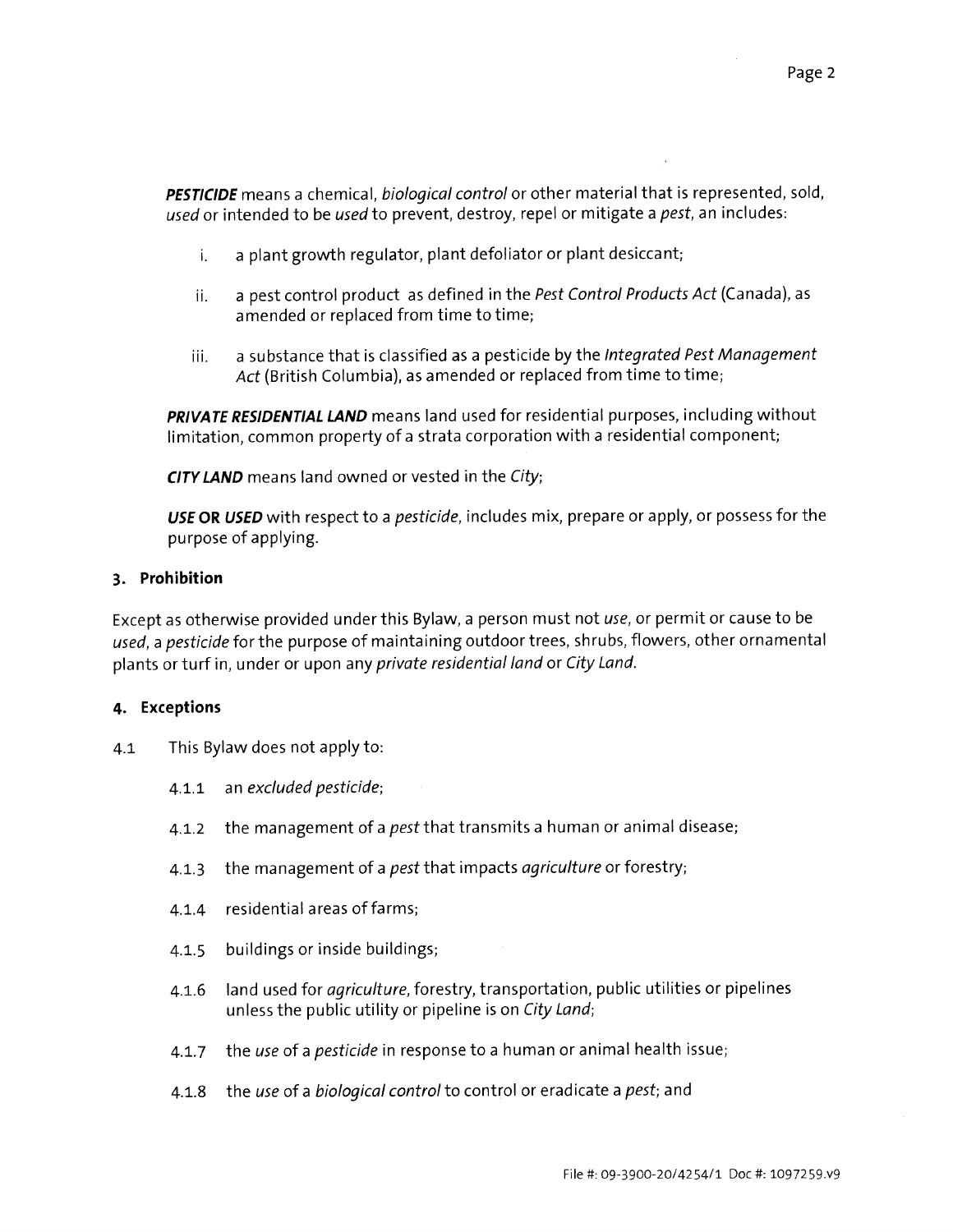***PESTICIDE*** means a chemical, *biological control* or other material that is represented, sold, *used* or intended to be *used* to prevent, destroy, repel or mitigate a *pest*, an includes:

i. a plant growth regulator, plant defoliator or plant desiccant;

ii. a pest control product as defined in the *Pest Control Products Act* (Canada), as amended or replaced from time to time;

iii. a substance that is classified as a pesticide by the *Integrated Pest Management Act* (British Columbia), as amended or replaced from time to time;

***PRIVATE RESIDENTIAL LAND*** means land used for residential purposes, including without limitation, common property of a strata corporation with a residential component;

***CITY LAND*** means land owned or vested in the *City*;

***USE* OR *USED*** with respect to a *pesticide*, includes mix, prepare or apply, or possess for the purpose of applying.

### 3. Prohibition

Except as otherwise provided under this Bylaw, a person must not *use*, or permit or cause to be *used*, a *pesticide* for the purpose of maintaining outdoor trees, shrubs, flowers, other ornamental plants or turf in, under or upon any *private residential land* or *City Land*.

### 4. Exceptions

4.1 This Bylaw does not apply to:

4.1.1 an *excluded pesticide*;

4.1.2 the management of a *pest* that transmits a human or animal disease;

4.1.3 the management of a *pest* that impacts *agriculture* or forestry;

4.1.4 residential areas of farms;

4.1.5 buildings or inside buildings;

4.1.6 land used for *agriculture*, forestry, transportation, public utilities or pipelines unless the public utility or pipeline is on *City Land*;

4.1.7 the *use* of a *pesticide* in response to a human or animal health issue;

4.1.8 the *use* of a *biological control* to control or eradicate a *pest*; and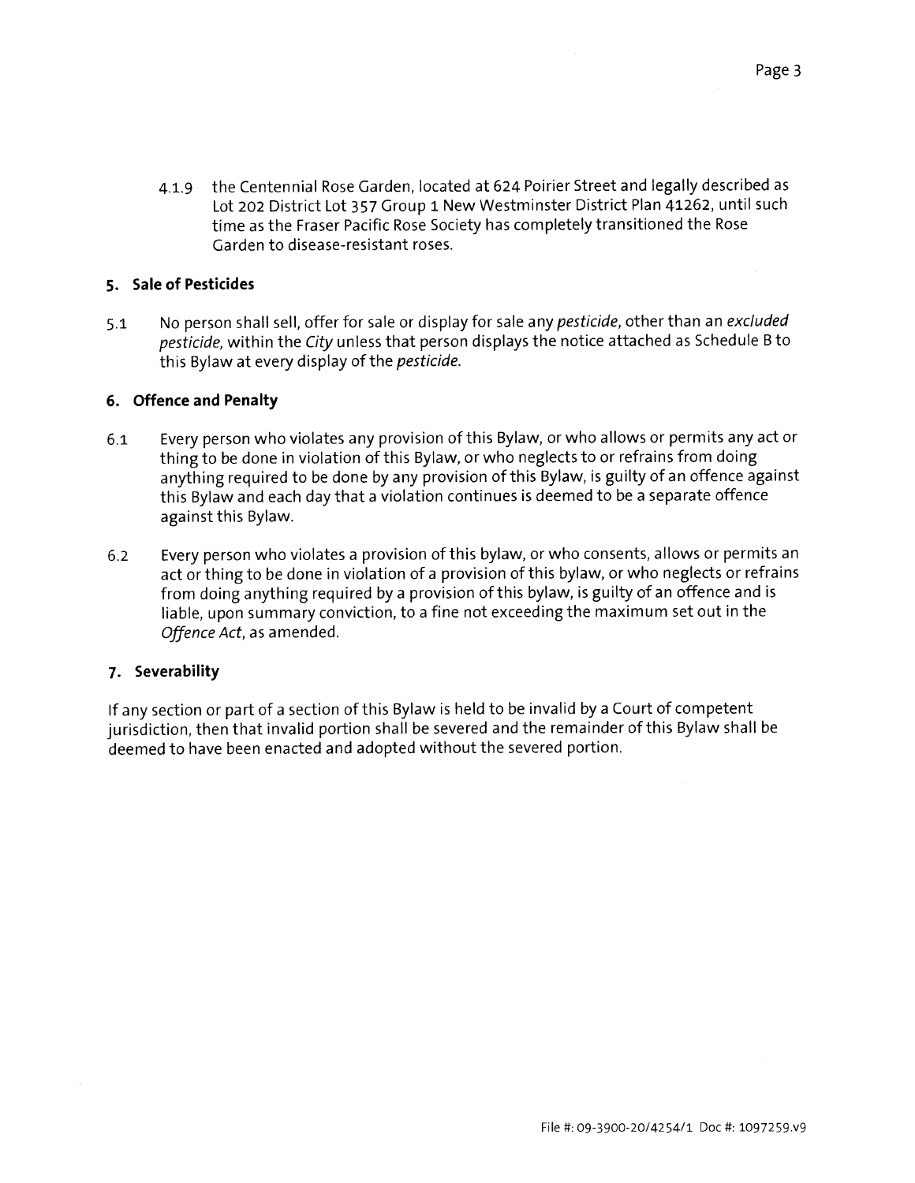4.1.9 the Centennial Rose Garden, located at 624 Poirier Street and legally described as Lot 202 District Lot 357 Group 1 New Westminster District Plan 41262, until such time as the Fraser Pacific Rose Society has completely transitioned the Rose Garden to disease-resistant roses.

## 5. Sale of Pesticides

5.1 No person shall sell, offer for sale or display for sale any *pesticide*, other than an *excluded pesticide*, within the *City* unless that person displays the notice attached as Schedule B to this Bylaw at every display of the *pesticide*.

## 6. Offence and Penalty

6.1 Every person who violates any provision of this Bylaw, or who allows or permits any act or thing to be done in violation of this Bylaw, or who neglects to or refrains from doing anything required to be done by any provision of this Bylaw, is guilty of an offence against this Bylaw and each day that a violation continues is deemed to be a separate offence against this Bylaw.

6.2 Every person who violates a provision of this bylaw, or who consents, allows or permits an act or thing to be done in violation of a provision of this bylaw, or who neglects or refrains from doing anything required by a provision of this bylaw, is guilty of an offence and is liable, upon summary conviction, to a fine not exceeding the maximum set out in the *Offence Act*, as amended.

## 7. Severability

If any section or part of a section of this Bylaw is held to be invalid by a Court of competent jurisdiction, then that invalid portion shall be severed and the remainder of this Bylaw shall be deemed to have been enacted and adopted without the severed portion.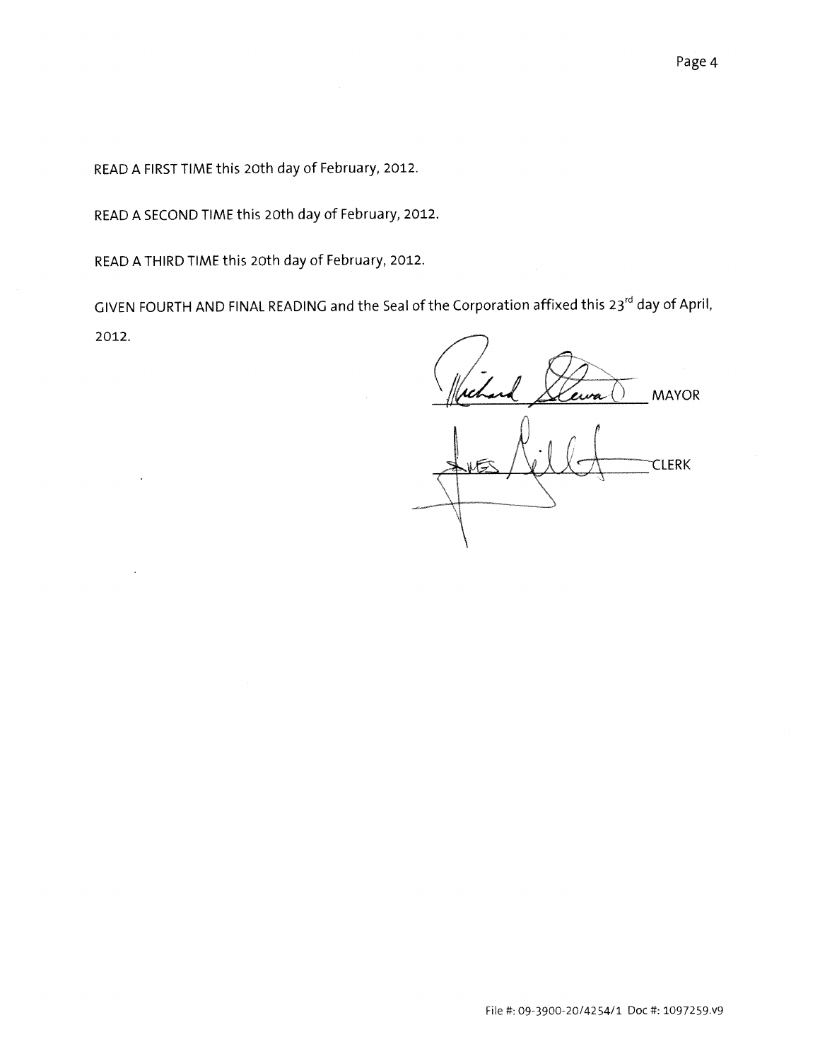READ A FIRST TIME this 20th day of February, 2012.

READ A SECOND TIME this 20th day of February, 2012.

READ A THIRD TIME this 20th day of February, 2012.

GIVEN FOURTH AND FINAL READING and the Seal of the Corporation affixed this 23rd day of April, 2012.

MAYOR

CLERK

File #: 09-3900-20/4254/1 Doc #: 1097259.v9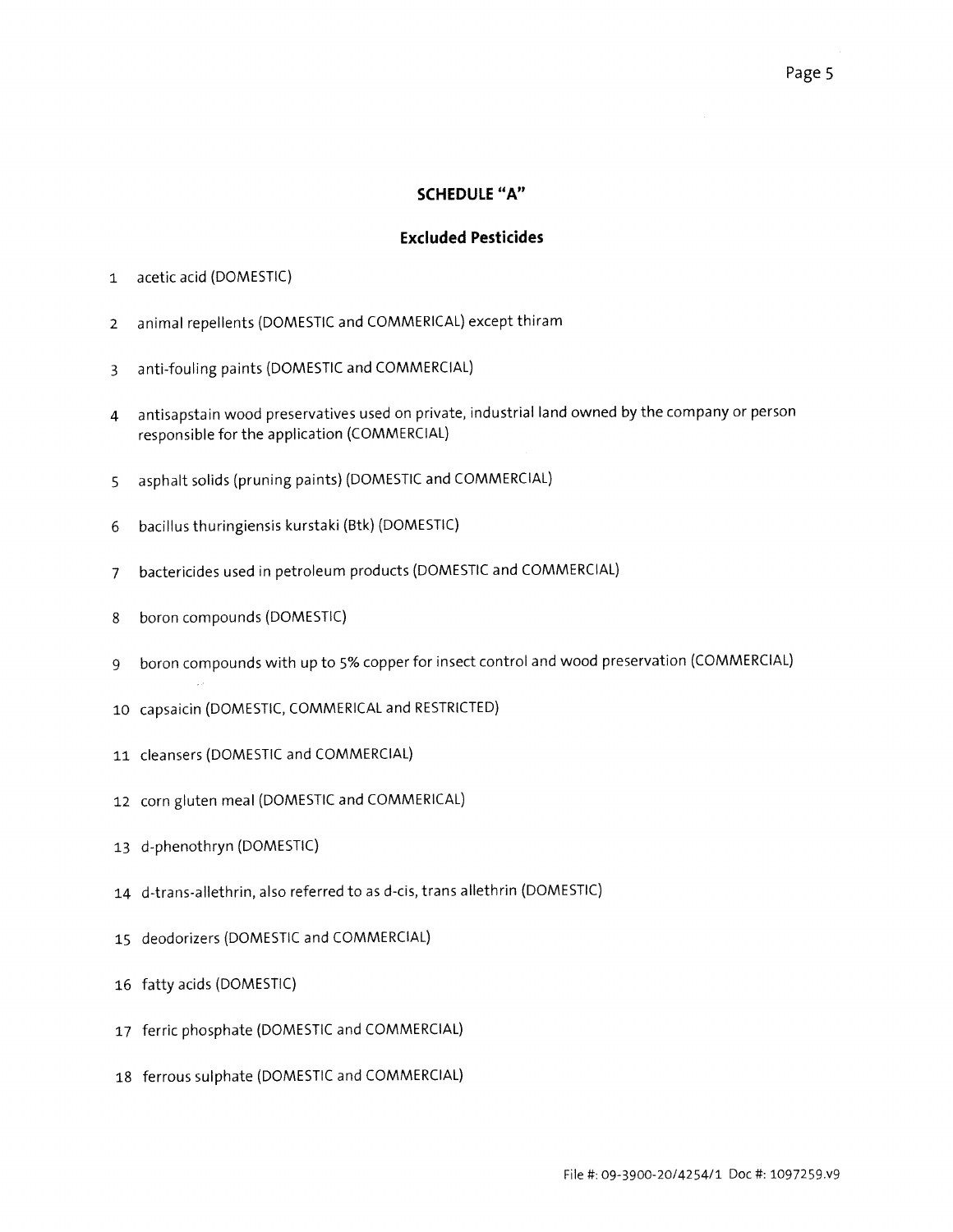## SCHEDULE "A"

### Excluded Pesticides

1 acetic acid (DOMESTIC)

2 animal repellents (DOMESTIC and COMMERICAL) except thiram

3 anti-fouling paints (DOMESTIC and COMMERCIAL)

4 antisapstain wood preservatives used on private, industrial land owned by the company or person responsible for the application (COMMERCIAL)

5 asphalt solids (pruning paints) (DOMESTIC and COMMERCIAL)

6 bacillus thuringiensis kurstaki (Btk) (DOMESTIC)

7 bactericides used in petroleum products (DOMESTIC and COMMERCIAL)

8 boron compounds (DOMESTIC)

9 boron compounds with up to 5% copper for insect control and wood preservation (COMMERCIAL)

10 capsaicin (DOMESTIC, COMMERICAL and RESTRICTED)

11 cleansers (DOMESTIC and COMMERCIAL)

12 corn gluten meal (DOMESTIC and COMMERICAL)

13 d-phenothryn (DOMESTIC)

14 d-trans-allethrin, also referred to as d-cis, trans allethrin (DOMESTIC)

15 deodorizers (DOMESTIC and COMMERCIAL)

16 fatty acids (DOMESTIC)

17 ferric phosphate (DOMESTIC and COMMERCIAL)

18 ferrous sulphate (DOMESTIC and COMMERCIAL)

File #: 09-3900-20/4254/1 Doc #: 1097259.v9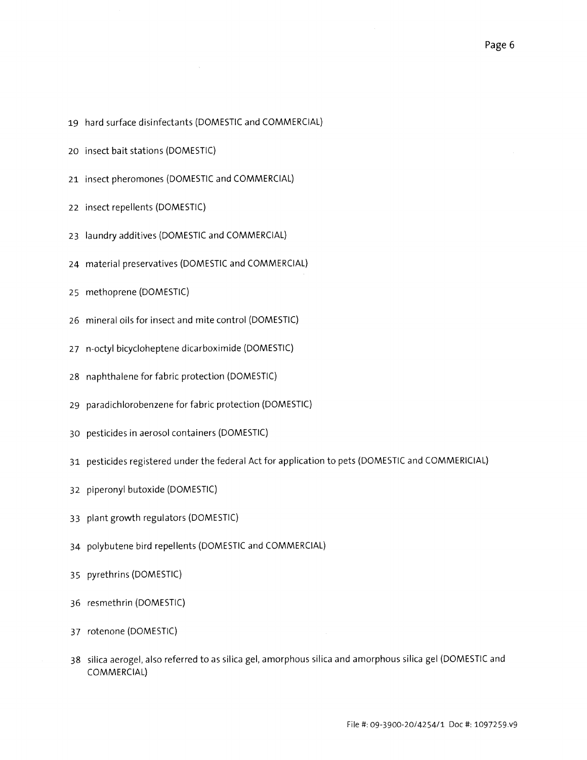19 hard surface disinfectants (DOMESTIC and COMMERCIAL)

20 insect bait stations (DOMESTIC)

21 insect pheromones (DOMESTIC and COMMERCIAL)

22 insect repellents (DOMESTIC)

23 laundry additives (DOMESTIC and COMMERCIAL)

24 material preservatives (DOMESTIC and COMMERCIAL)

25 methoprene (DOMESTIC)

26 mineral oils for insect and mite control (DOMESTIC)

27 n-octyl bicycloheptene dicarboximide (DOMESTIC)

28 naphthalene for fabric protection (DOMESTIC)

29 paradichlorobenzene for fabric protection (DOMESTIC)

30 pesticides in aerosol containers (DOMESTIC)

31 pesticides registered under the federal Act for application to pets (DOMESTIC and COMMERICIAL)

32 piperonyl butoxide (DOMESTIC)

33 plant growth regulators (DOMESTIC)

34 polybutene bird repellents (DOMESTIC and COMMERCIAL)

35 pyrethrins (DOMESTIC)

36 resmethrin (DOMESTIC)

37 rotenone (DOMESTIC)

38 silica aerogel, also referred to as silica gel, amorphous silica and amorphous silica gel (DOMESTIC and COMMERCIAL)

File #: 09-3900-20/4254/1 Doc #: 1097259.v9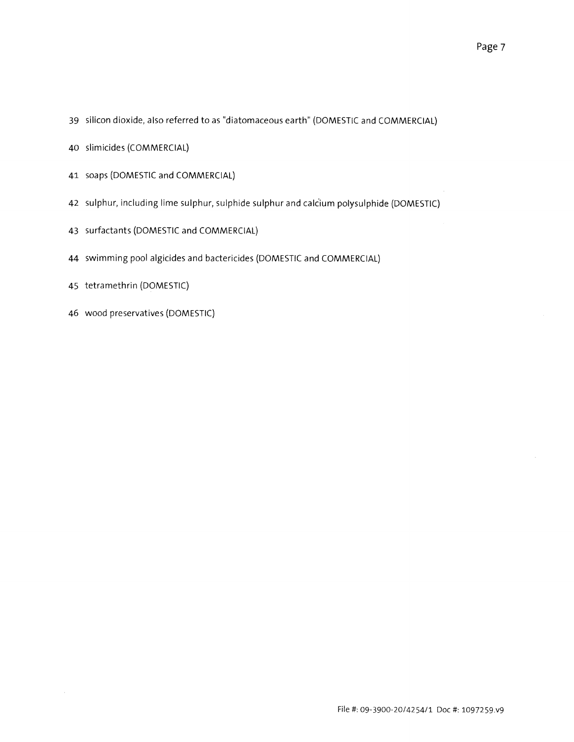39 silicon dioxide, also referred to as "diatomaceous earth" (DOMESTIC and COMMERCIAL)

40 slimicides (COMMERCIAL)

41 soaps (DOMESTIC and COMMERCIAL)

42 sulphur, including lime sulphur, sulphide sulphur and calcium polysulphide (DOMESTIC)

43 surfactants (DOMESTIC and COMMERCIAL)

44 swimming pool algicides and bactericides (DOMESTIC and COMMERCIAL)

45 tetramethrin (DOMESTIC)

46 wood preservatives (DOMESTIC)

File #: 09-3900-20/4254/1 Doc #: 1097259.v9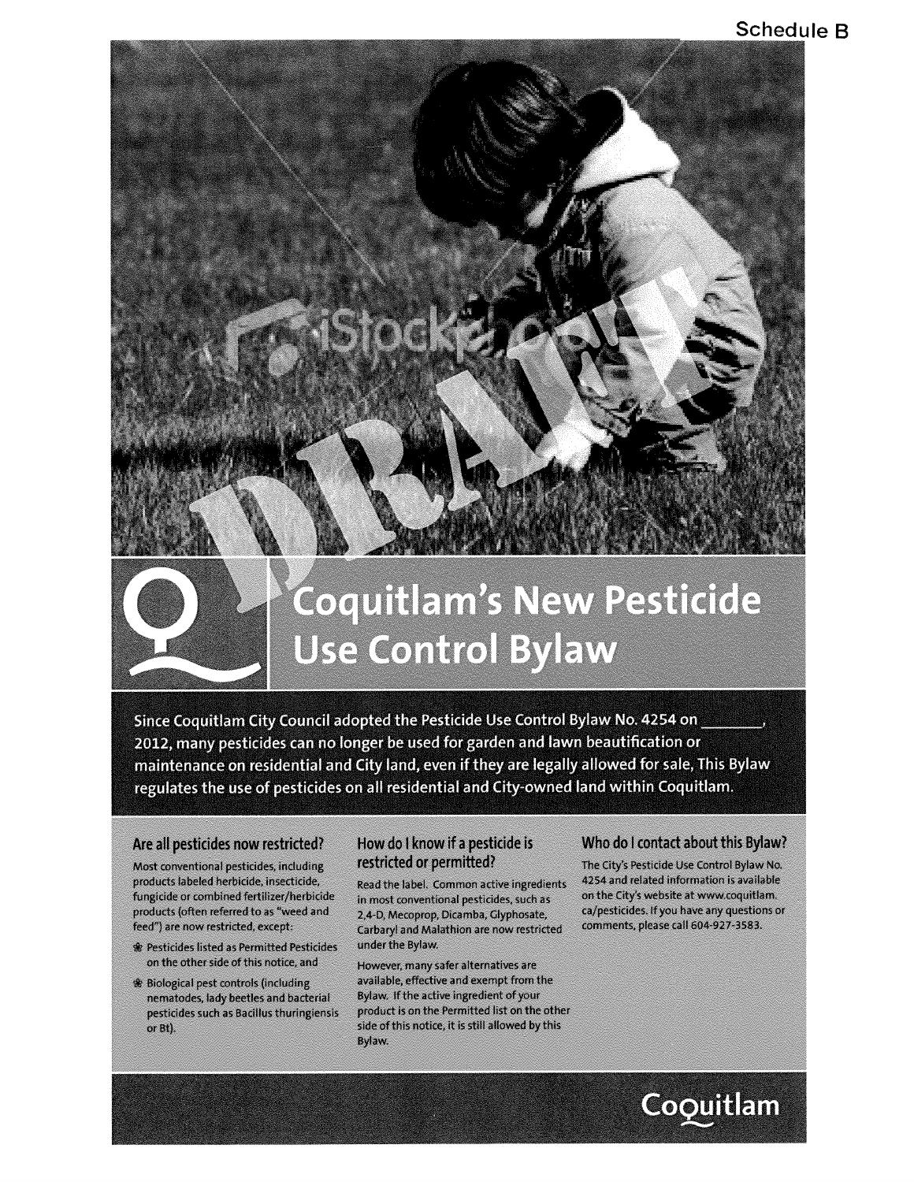Schedule B

# Coquitlam's New Pesticide Use Control Bylaw

Since Coquitlam City Council adopted the Pesticide Use Control Bylaw No. 4254 on _______, 2012, many pesticides can no longer be used for garden and lawn beautification or maintenance on residential and City land, even if they are legally allowed for sale, This Bylaw regulates the use of pesticides on all residential and City-owned land within Coquitlam.

## Are all pesticides now restricted?

Most conventional pesticides, including products labeled herbicide, insecticide, fungicide or combined fertilizer/herbicide products (often referred to as "weed and feed") are now restricted, except:

- Pesticides listed as Permitted Pesticides on the other side of this notice, and
- Biological pest controls (including nematodes, lady beetles and bacterial pesticides such as Bacillus thuringiensis or Bt).

## How do I know if a pesticide is restricted or permitted?

Read the label. Common active ingredients in most conventional pesticides, such as 2,4-D, Mecoprop, Dicamba, Glyphosate, Carbaryl and Malathion are now restricted under the Bylaw.

However, many safer alternatives are available, effective and exempt from the Bylaw. If the active ingredient of your product is on the Permitted list on the other side of this notice, it is still allowed by this Bylaw.

## Who do I contact about this Bylaw?

The City's Pesticide Use Control Bylaw No. 4254 and related information is available on the City's website at www.coquitlam.ca/pesticides. If you have any questions or comments, please call 604-927-3583.

Coquitlam